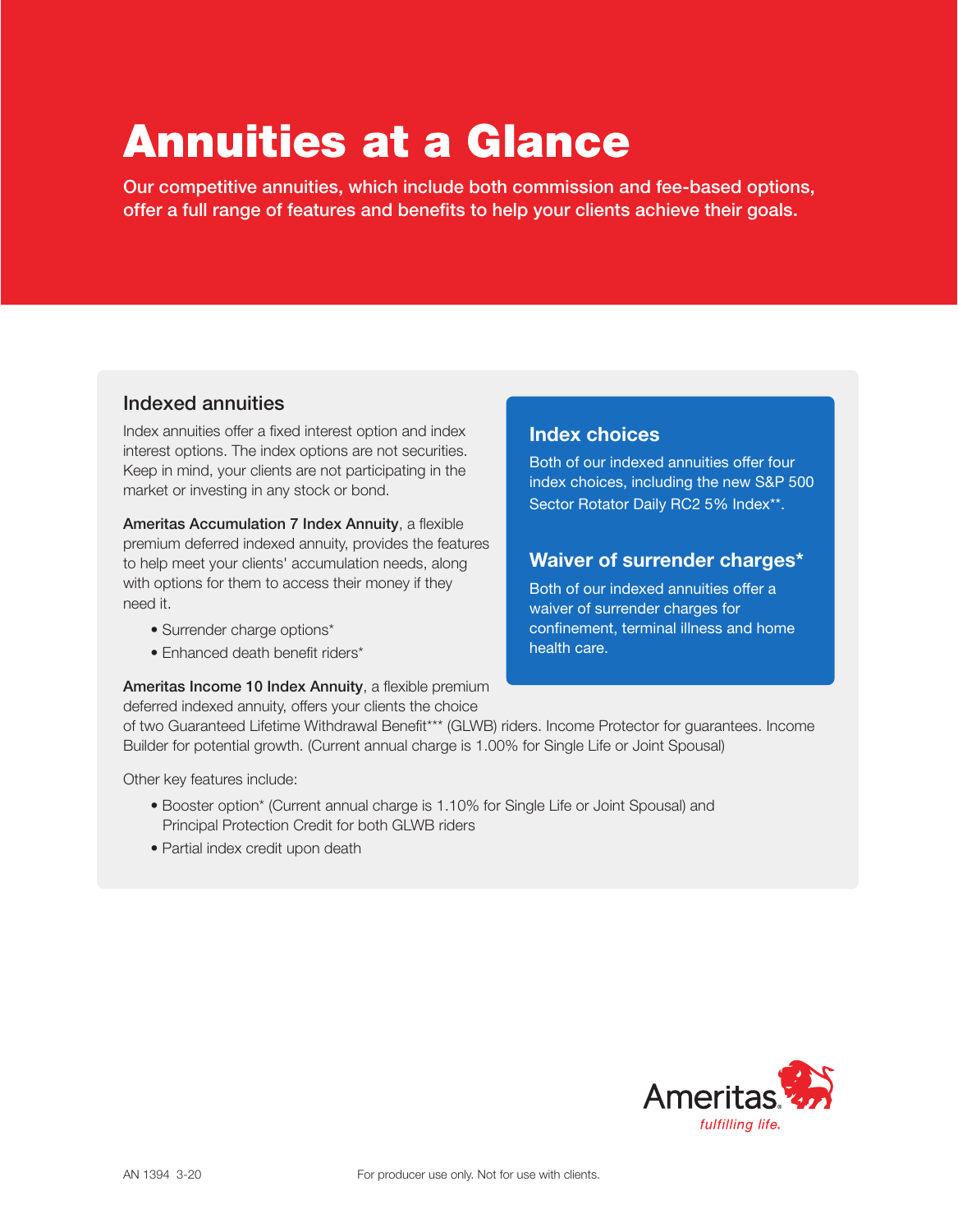# Annuities at a Glance

Our competitive annuities, which include both commission and fee-based options, offer a full range of features and benefits to help your clients achieve their goals.

## Indexed annuities

Index annuities offer a fixed interest option and index interest options. The index options are not securities. Keep in mind, your clients are not participating in the market or investing in any stock or bond.

**Ameritas Accumulation 7 Index Annuity**, a flexible premium deferred indexed annuity, provides the features to help meet your clients' accumulation needs, along with options for them to access their money if they need it.

- Surrender charge options*
- Enhanced death benefit riders*

**Ameritas Income 10 Index Annuity**, a flexible premium deferred indexed annuity, offers your clients the choice of two Guaranteed Lifetime Withdrawal Benefit*** (GLWB) riders. Income Protector for guarantees. Income Builder for potential growth. (Current annual charge is 1.00% for Single Life or Joint Spousal)

Other key features include:

- Booster option* (Current annual charge is 1.10% for Single Life or Joint Spousal) and Principal Protection Credit for both GLWB riders
- Partial index credit upon death

### Index choices

Both of our indexed annuities offer four index choices, including the new S&P 500 Sector Rotator Daily RC2 5% Index**.

### Waiver of surrender charges*

Both of our indexed annuities offer a waiver of surrender charges for confinement, terminal illness and home health care.

Ameritas
fulfilling life.

AN 1394 3-20

For producer use only. Not for use with clients.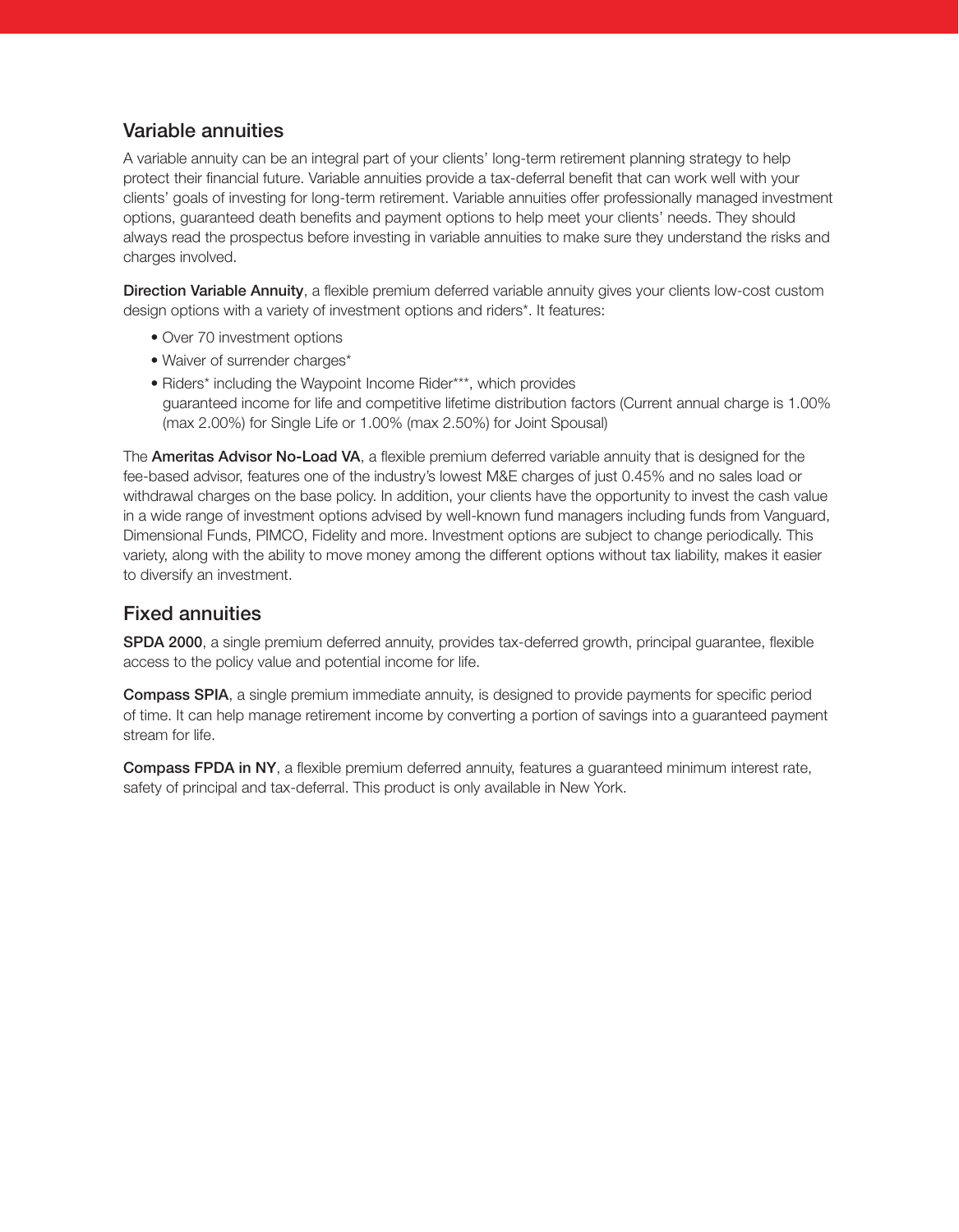## Variable annuities

A variable annuity can be an integral part of your clients' long-term retirement planning strategy to help protect their financial future. Variable annuities provide a tax-deferral benefit that can work well with your clients' goals of investing for long-term retirement. Variable annuities offer professionally managed investment options, guaranteed death benefits and payment options to help meet your clients' needs. They should always read the prospectus before investing in variable annuities to make sure they understand the risks and charges involved.

**Direction Variable Annuity**, a flexible premium deferred variable annuity gives your clients low-cost custom design options with a variety of investment options and riders*. It features:

- Over 70 investment options
- Waiver of surrender charges*
- Riders* including the Waypoint Income Rider***, which provides guaranteed income for life and competitive lifetime distribution factors (Current annual charge is 1.00% (max 2.00%) for Single Life or 1.00% (max 2.50%) for Joint Spousal)

The **Ameritas Advisor No-Load VA**, a flexible premium deferred variable annuity that is designed for the fee-based advisor, features one of the industry's lowest M&E charges of just 0.45% and no sales load or withdrawal charges on the base policy. In addition, your clients have the opportunity to invest the cash value in a wide range of investment options advised by well-known fund managers including funds from Vanguard, Dimensional Funds, PIMCO, Fidelity and more. Investment options are subject to change periodically. This variety, along with the ability to move money among the different options without tax liability, makes it easier to diversify an investment.

## Fixed annuities

**SPDA 2000**, a single premium deferred annuity, provides tax-deferred growth, principal guarantee, flexible access to the policy value and potential income for life.

**Compass SPIA**, a single premium immediate annuity, is designed to provide payments for specific period of time. It can help manage retirement income by converting a portion of savings into a guaranteed payment stream for life.

**Compass FPDA in NY**, a flexible premium deferred annuity, features a guaranteed minimum interest rate, safety of principal and tax-deferral. This product is only available in New York.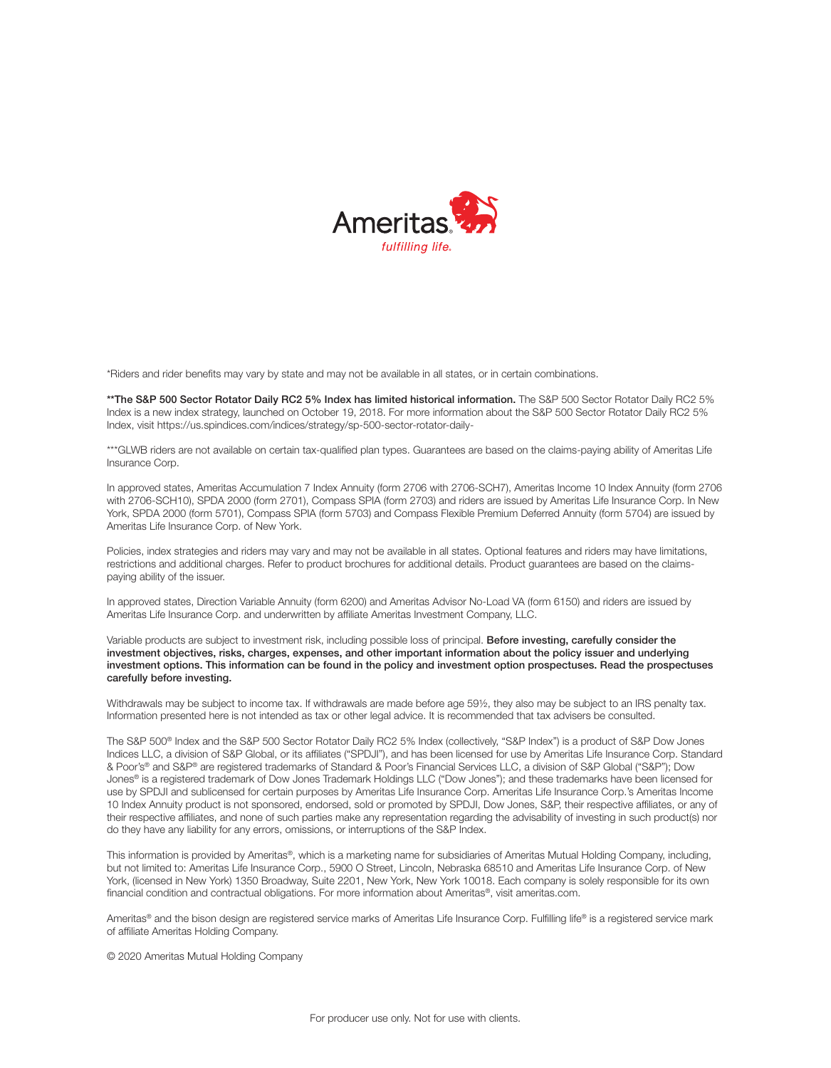Ameritas
fulfilling life.

*Riders and rider benefits may vary by state and may not be available in all states, or in certain combinations.

**The S&P 500 Sector Rotator Daily RC2 5% Index has limited historical information.** The S&P 500 Sector Rotator Daily RC2 5% Index is a new index strategy, launched on October 19, 2018. For more information about the S&P 500 Sector Rotator Daily RC2 5% Index, visit https://us.spindices.com/indices/strategy/sp-500-sector-rotator-daily-

***GLWB riders are not available on certain tax-qualified plan types. Guarantees are based on the claims-paying ability of Ameritas Life Insurance Corp.

In approved states, Ameritas Accumulation 7 Index Annuity (form 2706 with 2706-SCH7), Ameritas Income 10 Index Annuity (form 2706 with 2706-SCH10), SPDA 2000 (form 2701), Compass SPIA (form 2703) and riders are issued by Ameritas Life Insurance Corp. In New York, SPDA 2000 (form 5701), Compass SPIA (form 5703) and Compass Flexible Premium Deferred Annuity (form 5704) are issued by Ameritas Life Insurance Corp. of New York.

Policies, index strategies and riders may vary and may not be available in all states. Optional features and riders may have limitations, restrictions and additional charges. Refer to product brochures for additional details. Product guarantees are based on the claims-paying ability of the issuer.

In approved states, Direction Variable Annuity (form 6200) and Ameritas Advisor No-Load VA (form 6150) and riders are issued by Ameritas Life Insurance Corp. and underwritten by affiliate Ameritas Investment Company, LLC.

Variable products are subject to investment risk, including possible loss of principal. **Before investing, carefully consider the investment objectives, risks, charges, expenses, and other important information about the policy issuer and underlying investment options. This information can be found in the policy and investment option prospectuses. Read the prospectuses carefully before investing.**

Withdrawals may be subject to income tax. If withdrawals are made before age 59½, they also may be subject to an IRS penalty tax. Information presented here is not intended as tax or other legal advice. It is recommended that tax advisers be consulted.

The S&P 500® Index and the S&P 500 Sector Rotator Daily RC2 5% Index (collectively, "S&P Index") is a product of S&P Dow Jones Indices LLC, a division of S&P Global, or its affiliates ("SPDJI"), and has been licensed for use by Ameritas Life Insurance Corp. Standard & Poor's® and S&P® are registered trademarks of Standard & Poor's Financial Services LLC, a division of S&P Global ("S&P"); Dow Jones® is a registered trademark of Dow Jones Trademark Holdings LLC ("Dow Jones"); and these trademarks have been licensed for use by SPDJI and sublicensed for certain purposes by Ameritas Life Insurance Corp. Ameritas Life Insurance Corp.'s Ameritas Income 10 Index Annuity product is not sponsored, endorsed, sold or promoted by SPDJI, Dow Jones, S&P, their respective affiliates, or any of their respective affiliates, and none of such parties make any representation regarding the advisability of investing in such product(s) nor do they have any liability for any errors, omissions, or interruptions of the S&P Index.

This information is provided by Ameritas®, which is a marketing name for subsidiaries of Ameritas Mutual Holding Company, including, but not limited to: Ameritas Life Insurance Corp., 5900 O Street, Lincoln, Nebraska 68510 and Ameritas Life Insurance Corp. of New York, (licensed in New York) 1350 Broadway, Suite 2201, New York, New York 10018. Each company is solely responsible for its own financial condition and contractual obligations. For more information about Ameritas®, visit ameritas.com.

Ameritas® and the bison design are registered service marks of Ameritas Life Insurance Corp. Fulfilling life® is a registered service mark of affiliate Ameritas Holding Company.

© 2020 Ameritas Mutual Holding Company

For producer use only. Not for use with clients.